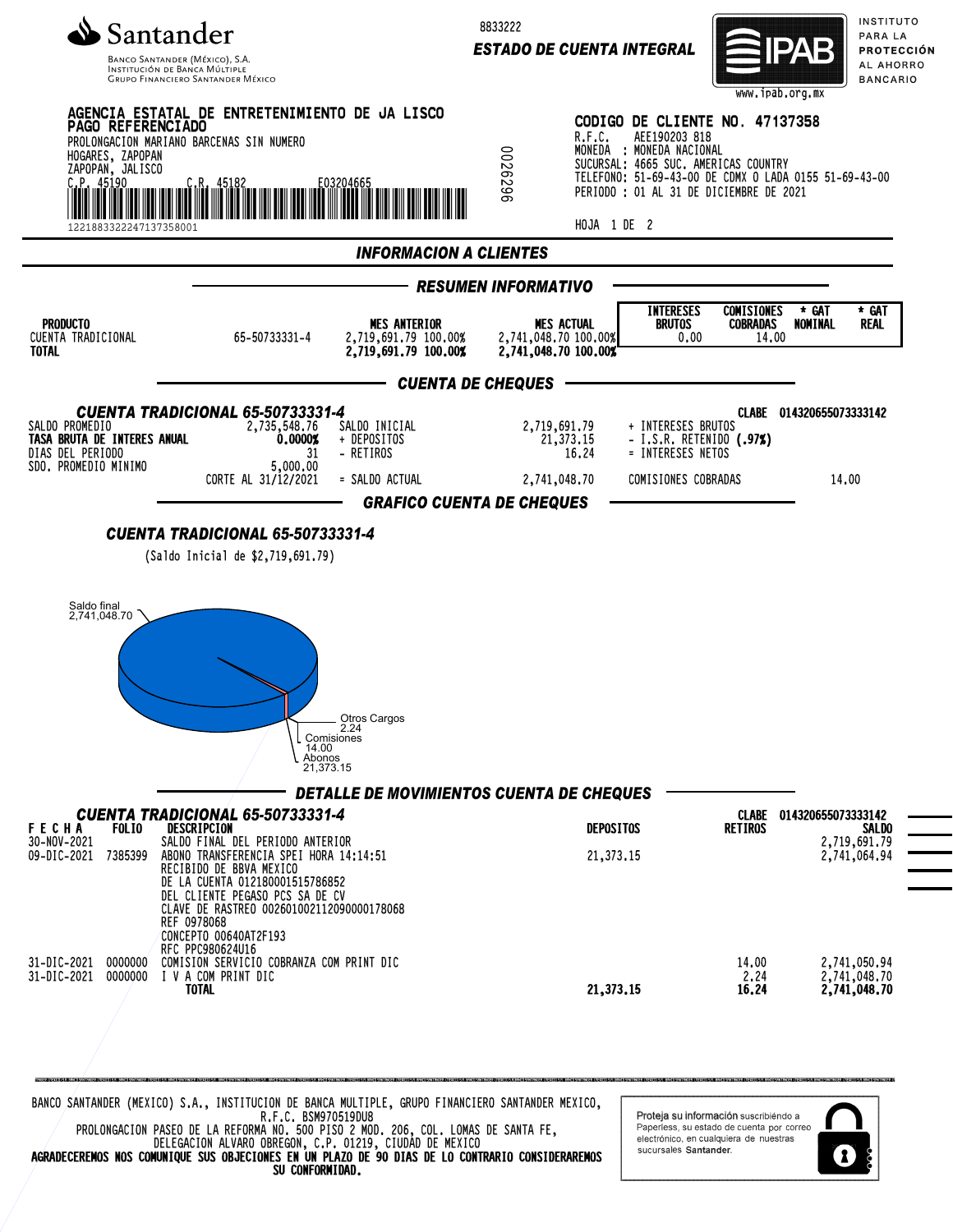**Santander**
Banco Santander (México), S.A.
Institución de Banca Múltiple
Grupo Financiero Santander México

8833222
**ESTADO DE CUENTA INTEGRAL**

IPAB — INSTITUTO PARA LA PROTECCIÓN AL AHORRO BANCARIO
www.ipab.org.mx

**AGENCIA ESTATAL DE ENTRETENIMIENTO DE JA LISCO**
**PAGO REFERENCIADO**
PROLONGACION MARIANO BARCENAS SIN NUMERO
HOGARES, ZAPOPAN
ZAPOPAN, JALISCO
C.P. 45190 C.R. 45182 E03204665

1221883322247137358001

0026299

**CODIGO DE CLIENTE NO. 47137358**
R.F.C. AEE190203 818
MONEDA : MONEDA NACIONAL
SUCURSAL: 4665 SUC. AMERICAS COUNTRY
TELEFONO: 51-69-43-00 DE CDMX O LADA 0155 51-69-43-00
PERIODO : 01 AL 31 DE DICIEMBRE DE 2021

HOJA 1 DE 2

## INFORMACION A CLIENTES

### RESUMEN INFORMATIVO

| PRODUCTO | | MES ANTERIOR | MES ACTUAL | INTERESES BRUTOS | COMISIONES COBRADAS | * GAT NOMINAL | * GAT REAL |
|---|---|---|---|---|---|---|---|
| CUENTA TRADICIONAL | 65-50733331-4 | 2,719,691.79 100.00% | 2,741,048.70 100.00% | 0.00 | 14.00 | | |
| **TOTAL** | | **2,719,691.79 100.00%** | **2,741,048.70 100.00%** | | | | |

### CUENTA DE CHEQUES

**CUENTA TRADICIONAL 65-50733331-4** — CLABE 014320655073333142

| | | | | | |
|---|---|---|---|---|---|
| SALDO PROMEDIO | 2,735,548.76 | SALDO INICIAL | 2,719,691.79 | + INTERESES BRUTOS | |
| **TASA BRUTA DE INTERES ANUAL** | **0.0000%** | + DEPOSITOS | 21,373.15 | - I.S.R. RETENIDO **(.97%)** | |
| DIAS DEL PERIODO | 31 | - RETIROS | 16.24 | = INTERESES NETOS | |
| SDO. PROMEDIO MINIMO | 5,000.00 | | | | |
| | CORTE AL 31/12/2021 | = SALDO ACTUAL | 2,741,048.70 | COMISIONES COBRADAS | 14.00 |

### GRAFICO CUENTA DE CHEQUES

**CUENTA TRADICIONAL 65-50733331-4**

(Saldo Inicial de $2,719,691.79)

Saldo final 2,741,048.70
Otros Cargos 2.24
Comisiones 14.00
Abonos 21,373.15

### DETALLE DE MOVIMIENTOS CUENTA DE CHEQUES

**CUENTA TRADICIONAL 65-50733331-4** — CLABE 014320655073333142

| FECHA | FOLIO | DESCRIPCION | DEPOSITOS | RETIROS | SALDO |
|---|---|---|---|---|---|
| 30-NOV-2021 | | SALDO FINAL DEL PERIODO ANTERIOR | | | 2,719,691.79 |
| 09-DIC-2021 | 7385399 | ABONO TRANSFERENCIA SPEI HORA 14:14:51<br>RECIBIDO DE BBVA MEXICO<br>DE LA CUENTA 012180001515786852<br>DEL CLIENTE PEGASO PCS SA DE CV<br>CLAVE DE RASTREO 002601002112090000178068<br>REF 0978068<br>CONCEPTO 00640AT2F193<br>RFC PPC980624U16 | 21,373.15 | | 2,741,064.94 |
| 31-DIC-2021 | 0000000 | COMISION SERVICIO COBRANZA COM PRINT DIC | | 14.00 | 2,741,050.94 |
| 31-DIC-2021 | 0000000 | I V A COM PRINT DIC | | 2.24 | 2,741,048.70 |
| | | **TOTAL** | **21,373.15** | **16.24** | **2,741,048.70** |

BANCO SANTANDER (MEXICO) S.A., INSTITUCION DE BANCA MULTIPLE, GRUPO FINANCIERO SANTANDER MEXICO,
R.F.C. BSM970519DU8
PROLONGACION PASEO DE LA REFORMA NO. 500 PISO 2 MOD. 206, COL. LOMAS DE SANTA FE,
DELEGACION ALVARO OBREGON, C.P. 01219, CIUDAD DE MEXICO
**AGRADECEREMOS NOS COMUNIQUE SUS OBJECIONES EN UN PLAZO DE 90 DIAS DE LO CONTRARIO CONSIDERAREMOS SU CONFORMIDAD.**

Proteja su información suscribiéndose a Paperless, su estado de cuenta por correo electrónico, en cualquiera de nuestras sucursales **Santander**.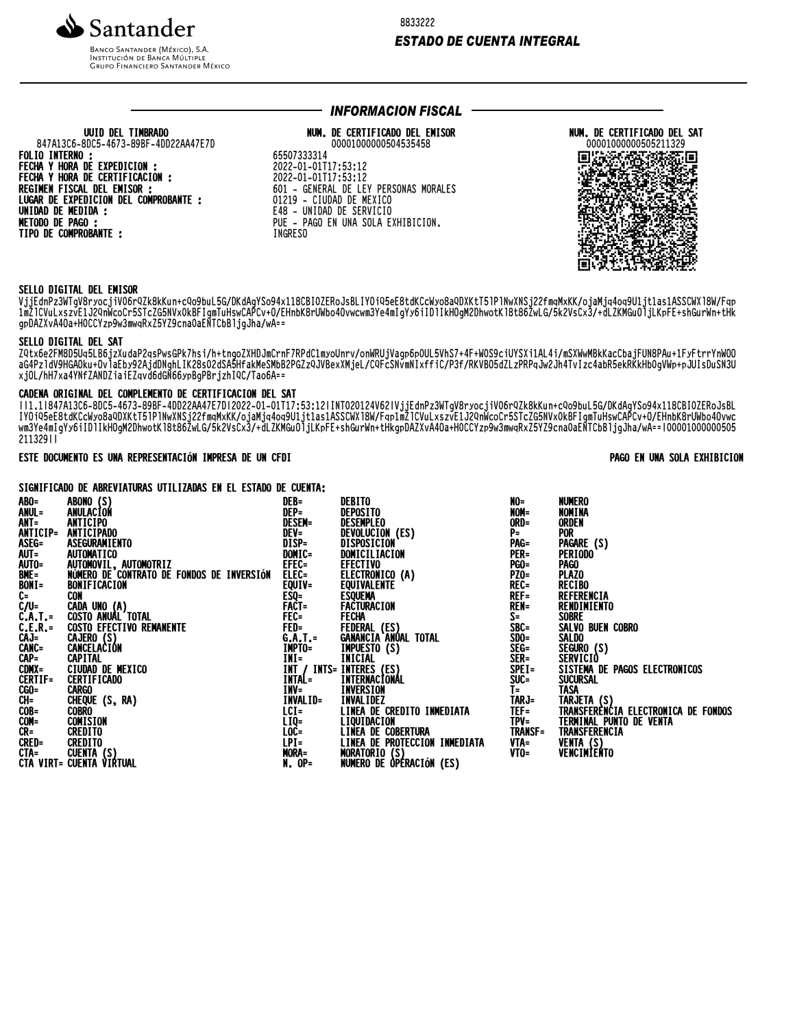Santander

Banco Santander (México), S.A.
Institución de Banca Múltiple
Grupo Financiero Santander México

8833222

**ESTADO DE CUENTA INTEGRAL**

## INFORMACION FISCAL

| UUID DEL TIMBRADO | NUM. DE CERTIFICADO DEL EMISOR | NUM. DE CERTIFICADO DEL SAT |
|---|---|---|
| 847A13C6-8DC5-4673-89BF-4DD22AA47E7D | 00001000000504535458 | 00001000000505211329 |

**FOLIO INTERNO :** 65507333314
**FECHA Y HORA DE EXPEDICION :** 2022-01-01T17:53:12
**FECHA Y HORA DE CERTIFICACION :** 2022-01-01T17:53:12
**REGIMEN FISCAL DEL EMISOR :** 601 - GENERAL DE LEY PERSONAS MORALES
**LUGAR DE EXPEDICION DEL COMPROBANTE :** 01219 - CIUDAD DE MEXICO
**UNIDAD DE MEDIDA :** E48 - UNIDAD DE SERVICIO
**METODO DE PAGO :** PUE - PAGO EN UNA SOLA EXHIBICION.
**TIPO DE COMPROBANTE :** INGRESO

**SELLO DIGITAL DEL EMISOR**

VjjEdnPz3WTgV8ryocjiVO6rQZk8kKun+cQo9buL5G/DKdAgYSo94x118CBIOZERoJsBLIYOiQ5eE8tdKCcWyo8aQDXKtT5lPlNwXNSj22fmqMxKK/ojaMjq4oq9U1jt1as1ASSCWX18W/Fqp1mZlCVuLxszvE1J2QnWcoCr5STcZG5NVxOkBFIgmTuHswCAPCv+O/EHnbK8rUWbo4Ovwcwm3Ye4mIgYy6iIDlIkHOgM2DhwotKl8t86ZwLG/5k2VsCx3/+dLZKMGuOljLKpFE+shGurWn+tHkgpDAZXvA4Oa+HOCCYzp9w3mwqRxZ5YZ9cnaOaENTCbBljgJha/wA==

**SELLO DIGITAL DEL SAT**

ZQtx6e2FM8D5Uq5LB6jzXudaP2qsPwsGPk7hsi/h+tngoZXHDJmCrnF7RPdC1myoUnrv/onWRUjVagp6pOUL5VhS7+4F+WOS9ciUYSXi1AL4i/mSXWwMBkKacCbajFUN8PAu+1FyFtrrYnWOOaG4PzldV9HGAOku+OvlaEby92AjdDNghLIK28sO2dSA5HfakMeSMbB2PGZzQJVBexXMjeL/CQFcSNvmNIxffiC/P3f/RKVBO5dZLzPRPqJw2Jh4TvIzc4abR5ekRKkHbOgVWp+pJUIsDuSN3UxjOL/hH7xa4YNfZANDZiaiEZqvd6dGN66ypBgPBrjzhIQC/Tao6A==

**CADENA ORIGINAL DEL COMPLEMENTO DE CERTIFICACION DEL SAT**

||1.1|847A13C6-8DC5-4673-89BF-4DD22AA47E7D|2022-01-01T17:53:12|INT020124V62|VjjEdnPz3WTgV8ryocjiVO6rQZk8kKun+cQo9buL5G/DKdAgYSo94x118CBIOZERoJsBLIYOiQ5eE8tdKCcWyo8aQDXKtT5lPlNwXNSj22fmqMxKK/ojaMjq4oq9U1jt1as1ASSCWX18W/Fqp1mZlCVuLxszvE1J2QnWcoCr5STcZG5NVxOkBFIgmTuHswCAPCv+O/EHnbK8rUWbo4Ovwcwm3Ye4mIgYy6iIDlIkHOgM2DhwotKl8t86ZwLG/5k2VsCx3/+dLZKMGuOljLKpFE+shGurWn+tHkgpDAZXvA4Oa+HOCCYzp9w3mwqRxZ5YZ9cnaOaENTCbBljgJha/wA==|00001000000505211329||

**ESTE DOCUMENTO ES UNA REPRESENTACIÓN IMPRESA DE UN CFDI** — **PAGO EN UNA SOLA EXHIBICION**

**SIGNIFICADO DE ABREVIATURAS UTILIZADAS EN EL ESTADO DE CUENTA:**

| | | | | | |
|---|---|---|---|---|---|
| ABO= | ABONO (S) | DEB= | DEBITO | NO= | NUMERO |
| ANUL= | ANULACIÓN | DEP= | DEPOSITO | NOM= | NOMINA |
| ANT= | ANTICIPO | DESEM= | DESEMPLEO | ORD= | ORDEN |
| ANTICIP= | ANTICIPADO | DEV= | DEVOLUCION (ES) | P= | POR |
| ASEG= | ASEGURAMIENTO | DISP= | DISPOSICION | PAG= | PAGARE (S) |
| AUT= | AUTOMATICO | DOMIC= | DOMICILIACION | PER= | PERIODO |
| AUTO= | AUTOMOVIL, AUTOMOTRIZ | EFEC= | EFECTIVO | PGO= | PAGO |
| BME= | NÚMERO DE CONTRATO DE FONDOS DE INVERSIÓN | ELEC= | ELECTRONICO (A) | PZO= | PLAZO |
| BONI= | BONIFICACION | EQUIV= | EQUIVALENTE | REC= | RECIBO |
| C= | CON | ESQ= | ESQUEMA | REF= | REFERENCIA |
| C/U= | CADA UNO (A) | FACT= | FACTURACION | REN= | RENDIMIENTO |
| C.A.T.= | COSTO ANUAL TOTAL | FEC= | FECHA | S= | SOBRE |
| C.E.R.= | COSTO EFECTIVO REMANENTE | FED= | FEDERAL (ES) | SBC= | SALVO BUEN COBRO |
| CAJ= | CAJERO (S) | G.A.T.= | GANANCIA ANUAL TOTAL | SDO= | SALDO |
| CANC= | CANCELACIÓN | IMPTO= | IMPUESTO (S) | SEG= | SEGURO (S) |
| CAP= | CAPITAL | INI= | INICIAL | SER= | SERVICIO |
| CDMX= | CIUDAD DE MEXICO | INT / INTS= | INTERES (ES) | SPEI= | SISTEMA DE PAGOS ELECTRONICOS |
| CERTIF= | CERTIFICADO | INTAL= | INTERNACIONAL | SUC= | SUCURSAL |
| CGO= | CARGO | INV= | INVERSION | T= | TASA |
| CH= | CHEQUE (S, RA) | INVALID= | INVALIDEZ | TARJ= | TARJETA (S) |
| COB= | COBRO | LCI= | LINEA DE CREDITO INMEDIATA | TEF= | TRANSFERENCIA ELECTRONICA DE FONDOS |
| COM= | COMISION | LIQ= | LIQUIDACION | TPV= | TERMINAL PUNTO DE VENTA |
| CR= | CREDITO | LOC= | LINEA DE COBERTURA | TRANSF= | TRANSFERENCIA |
| CRED= | CREDITO | LPI= | LINEA DE PROTECCION INMEDIATA | VTA= | VENTA (S) |
| CTA= | CUENTA (S) | MORA= | MORATORIO (S) | VTO= | VENCIMIENTO |
| CTA VIRT= | CUENTA VIRTUAL | N. OP= | NUMERO DE OPERACIÓN (ES) | | |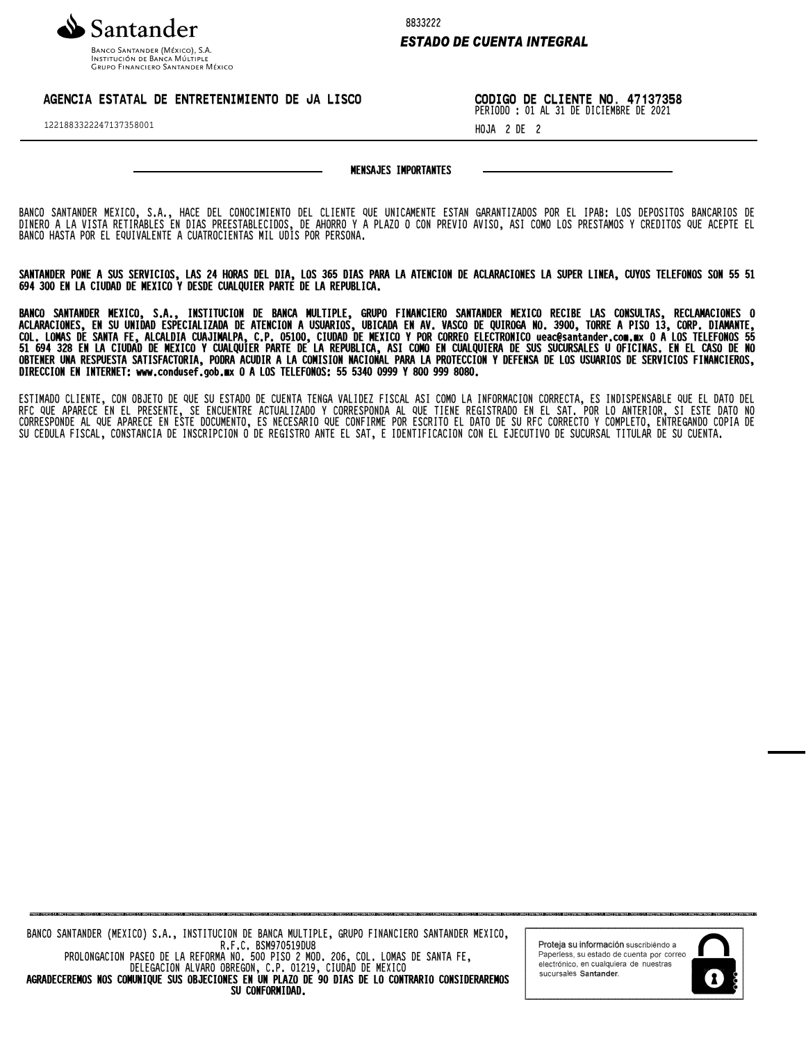Santander

Banco Santander (México), S.A.
Institución de Banca Múltiple
Grupo Financiero Santander México

8833222

**ESTADO DE CUENTA INTEGRAL**

AGENCIA ESTATAL DE ENTRETENIMIENTO DE JA LISCO

CODIGO DE CLIENTE NO. 47137358
PERIODO : 01 AL 31 DE DICIEMBRE DE 2021

1221883322247137358001

## MENSAJES IMPORTANTES

BANCO SANTANDER MEXICO, S.A., HACE DEL CONOCIMIENTO DEL CLIENTE QUE UNICAMENTE ESTAN GARANTIZADOS POR EL IPAB: LOS DEPOSITOS BANCARIOS DE DINERO A LA VISTA RETIRABLES EN DIAS PREESTABLECIDOS, DE AHORRO Y A PLAZO O CON PREVIO AVISO, ASI COMO LOS PRESTAMOS Y CREDITOS QUE ACEPTE EL BANCO HASTA POR EL EQUIVALENTE A CUATROCIENTAS MIL UDIS POR PERSONA.

**SANTANDER PONE A SUS SERVICIOS, LAS 24 HORAS DEL DIA, LOS 365 DIAS PARA LA ATENCION DE ACLARACIONES LA SUPER LINEA, CUYOS TELEFONOS SON 55 51 694 300 EN LA CIUDAD DE MEXICO Y DESDE CUALQUIER PARTE DE LA REPUBLICA.**

**BANCO SANTANDER MEXICO, S.A., INSTITUCION DE BANCA MULTIPLE, GRUPO FINANCIERO SANTANDER MEXICO RECIBE LAS CONSULTAS, RECLAMACIONES O ACLARACIONES, EN SU UNIDAD ESPECIALIZADA DE ATENCION A USUARIOS, UBICADA EN AV. VASCO DE QUIROGA NO. 3900, TORRE A PISO 13, CORP. DIAMANTE, COL. LOMAS DE SANTA FE, ALCALDIA CUAJIMALPA, C.P. 05100, CIUDAD DE MEXICO Y POR CORREO ELECTRONICO ueac@santander.com.mx O A LOS TELEFONOS 55 51 694 328 EN LA CIUDAD DE MEXICO Y CUALQUIER PARTE DE LA REPUBLICA, ASI COMO EN CUALQUIERA DE SUS SUCURSALES U OFICINAS. EN EL CASO DE NO OBTENER UNA RESPUESTA SATISFACTORIA, PODRA ACUDIR A LA COMISION NACIONAL PARA LA PROTECCION Y DEFENSA DE LOS USUARIOS DE SERVICIOS FINANCIEROS, DIRECCION EN INTERNET: www.condusef.gob.mx O A LOS TELEFONOS: 55 5340 0999 Y 800 999 8080.**

ESTIMADO CLIENTE, CON OBJETO DE QUE SU ESTADO DE CUENTA TENGA VALIDEZ FISCAL ASI COMO LA INFORMACION CORRECTA, ES INDISPENSABLE QUE EL DATO DEL RFC QUE APARECE EN EL PRESENTE, SE ENCUENTRE ACTUALIZADO Y CORRESPONDA AL QUE TIENE REGISTRADO EN EL SAT. POR LO ANTERIOR, SI ESTE DATO NO CORRESPONDE AL QUE APARECE EN ESTE DOCUMENTO, ES NECESARIO QUE CONFIRME POR ESCRITO EL DATO DE SU RFC CORRECTO Y COMPLETO, ENTREGANDO COPIA DE SU CEDULA FISCAL, CONSTANCIA DE INSCRIPCION O DE REGISTRO ANTE EL SAT, E IDENTIFICACION CON EL EJECUTIVO DE SUCURSAL TITULAR DE SU CUENTA.

BANCO SANTANDER (MEXICO) S.A., INSTITUCION DE BANCA MULTIPLE, GRUPO FINANCIERO SANTANDER MEXICO,
R.F.C. BSM970519DU8
PROLONGACION PASEO DE LA REFORMA NO. 500 PISO 2 MOD. 206, COL. LOMAS DE SANTA FE,
DELEGACION ALVARO OBREGON, C.P. 01219, CIUDAD DE MEXICO
**AGRADECEREMOS NOS COMUNIQUE SUS OBJECIONES EN UN PLAZO DE 90 DIAS DE LO CONTRARIO CONSIDERAREMOS SU CONFORMIDAD.**

Proteja su información suscribiéndo a Paperless, su estado de cuenta por correo electrónico, en cualquiera de nuestras sucursales Santander.